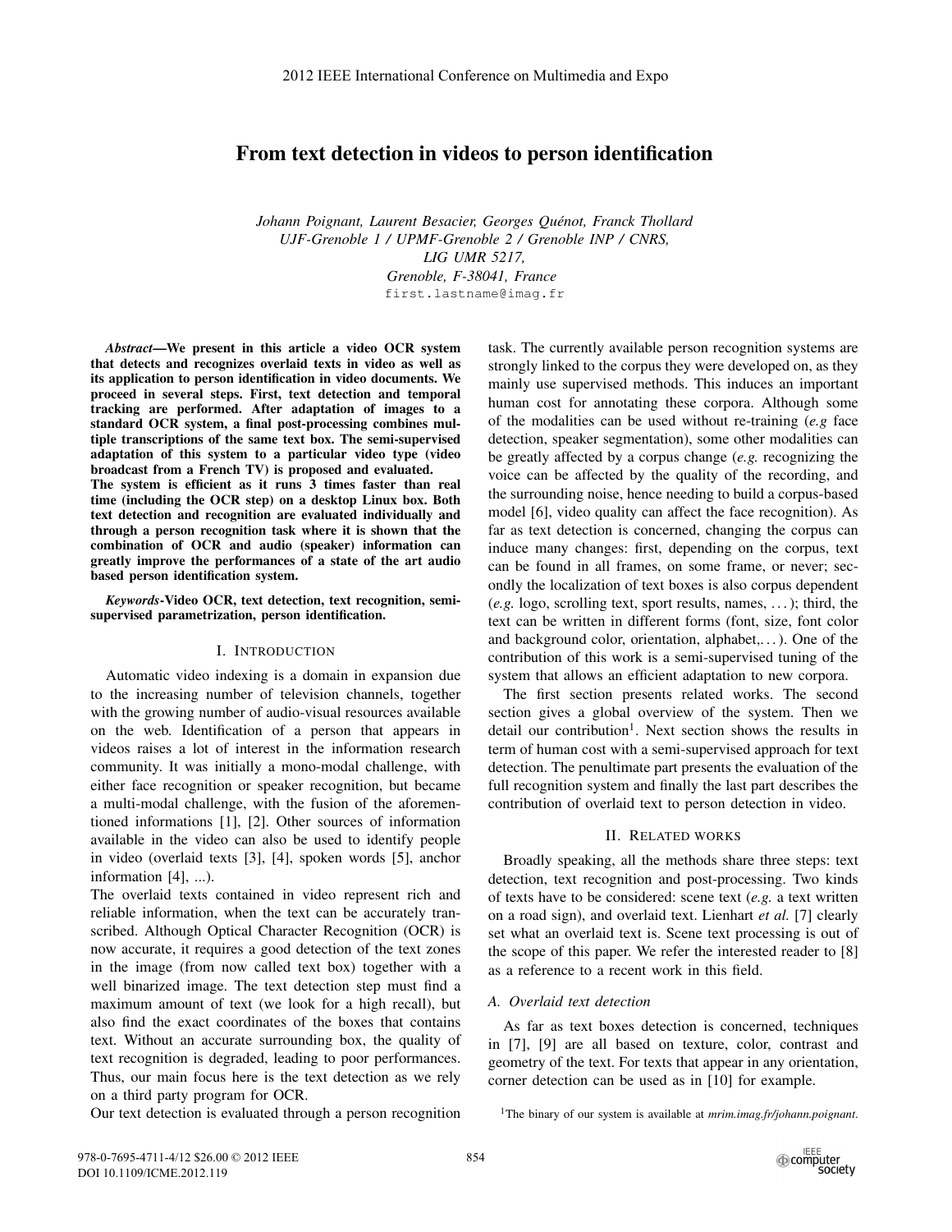# From text detection in videos to person identification

*Johann Poignant, Laurent Besacier, Georges Quénot, Franck Thollard*
*UJF-Grenoble 1 / UPMF-Grenoble 2 / Grenoble INP / CNRS,*
*LIG UMR 5217,*
*Grenoble, F-38041, France*
first.lastname@imag.fr

***Abstract*—We present in this article a video OCR system that detects and recognizes overlaid texts in video as well as its application to person identification in video documents. We proceed in several steps. First, text detection and temporal tracking are performed. After adaptation of images to a standard OCR system, a final post-processing combines multiple transcriptions of the same text box. The semi-supervised adaptation of this system to a particular video type (video broadcast from a French TV) is proposed and evaluated. The system is efficient as it runs 3 times faster than real time (including the OCR step) on a desktop Linux box. Both text detection and recognition are evaluated individually and through a person recognition task where it is shown that the combination of OCR and audio (speaker) information can greatly improve the performances of a state of the art audio based person identification system.**

***Keywords*-Video OCR, text detection, text recognition, semi-supervised parametrization, person identification.**

## I. Introduction

Automatic video indexing is a domain in expansion due to the increasing number of television channels, together with the growing number of audio-visual resources available on the web. Identification of a person that appears in videos raises a lot of interest in the information research community. It was initially a mono-modal challenge, with either face recognition or speaker recognition, but became a multi-modal challenge, with the fusion of the aforementioned informations [1], [2]. Other sources of information available in the video can also be used to identify people in video (overlaid texts [3], [4], spoken words [5], anchor information [4], ...).

The overlaid texts contained in video represent rich and reliable information, when the text can be accurately transcribed. Although Optical Character Recognition (OCR) is now accurate, it requires a good detection of the text zones in the image (from now called text box) together with a well binarized image. The text detection step must find a maximum amount of text (we look for a high recall), but also find the exact coordinates of the boxes that contains text. Without an accurate surrounding box, the quality of text recognition is degraded, leading to poor performances. Thus, our main focus here is the text detection as we rely on a third party program for OCR.

Our text detection is evaluated through a person recognition task. The currently available person recognition systems are strongly linked to the corpus they were developed on, as they mainly use supervised methods. This induces an important human cost for annotating these corpora. Although some of the modalities can be used without re-training (*e.g* face detection, speaker segmentation), some other modalities can be greatly affected by a corpus change (*e.g.* recognizing the voice can be affected by the quality of the recording, and the surrounding noise, hence needing to build a corpus-based model [6], video quality can affect the face recognition). As far as text detection is concerned, changing the corpus can induce many changes: first, depending on the corpus, text can be found in all frames, on some frame, or never; secondly the localization of text boxes is also corpus dependent (*e.g.* logo, scrolling text, sport results, names, ...); third, the text can be written in different forms (font, size, font color and background color, orientation, alphabet,...). One of the contribution of this work is a semi-supervised tuning of the system that allows an efficient adaptation to new corpora.

The first section presents related works. The second section gives a global overview of the system. Then we detail our contribution[1]. Next section shows the results in term of human cost with a semi-supervised approach for text detection. The penultimate part presents the evaluation of the full recognition system and finally the last part describes the contribution of overlaid text to person detection in video.

## II. Related works

Broadly speaking, all the methods share three steps: text detection, text recognition and post-processing. Two kinds of texts have to be considered: scene text (*e.g.* a text written on a road sign), and overlaid text. Lienhart *et al.* [7] clearly set what an overlaid text is. Scene text processing is out of the scope of this paper. We refer the interested reader to [8] as a reference to a recent work in this field.

### A. Overlaid text detection

As far as text boxes detection is concerned, techniques in [7], [9] are all based on texture, color, contrast and geometry of the text. For texts that appear in any orientation, corner detection can be used as in [10] for example.

[1]The binary of our system is available at *mrim.imag.fr/johann.poignant*.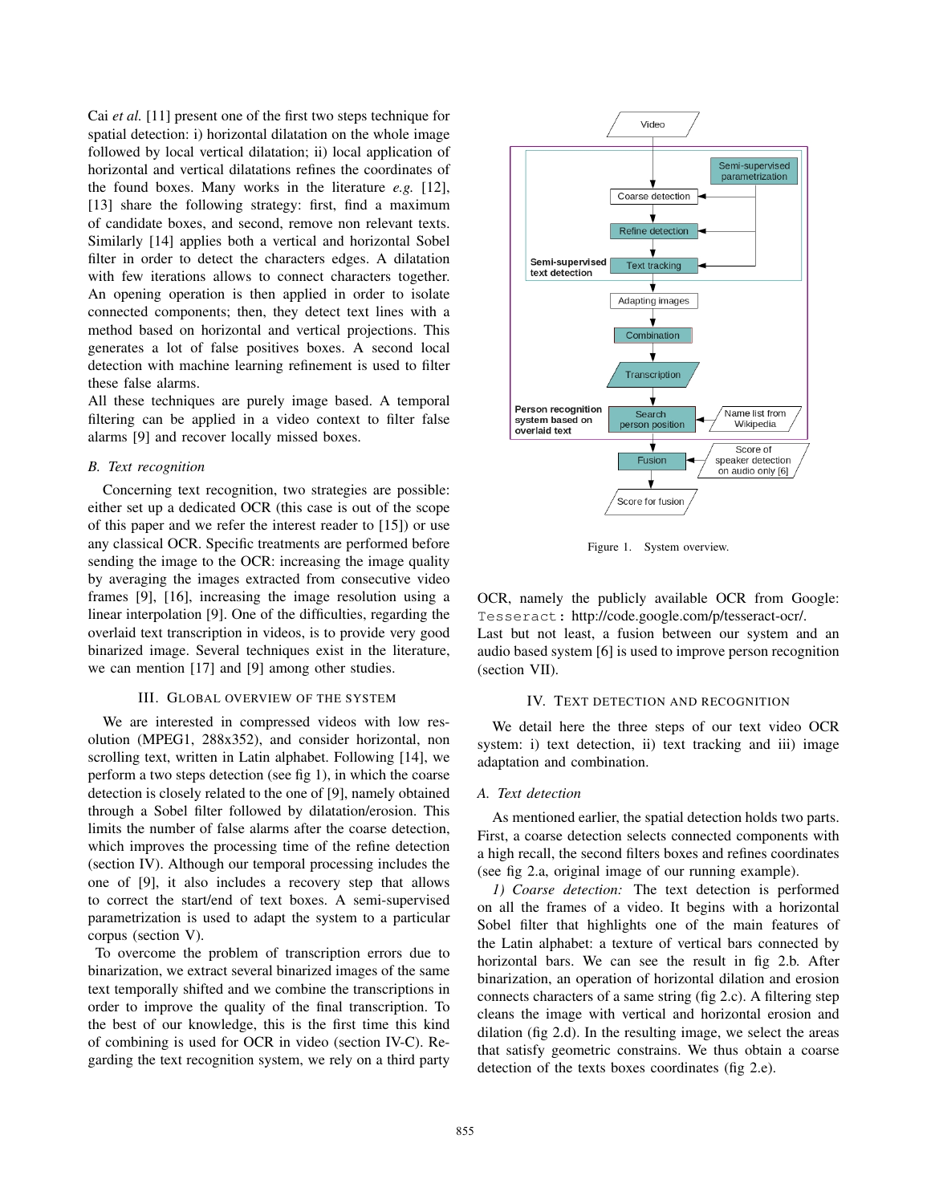Cai *et al.* [11] present one of the first two steps technique for spatial detection: i) horizontal dilatation on the whole image followed by local vertical dilatation; ii) local application of horizontal and vertical dilatations refines the coordinates of the found boxes. Many works in the literature *e.g.* [12], [13] share the following strategy: first, find a maximum of candidate boxes, and second, remove non relevant texts. Similarly [14] applies both a vertical and horizontal Sobel filter in order to detect the characters edges. A dilatation with few iterations allows to connect characters together. An opening operation is then applied in order to isolate connected components; then, they detect text lines with a method based on horizontal and vertical projections. This generates a lot of false positives boxes. A second local detection with machine learning refinement is used to filter these false alarms.

All these techniques are purely image based. A temporal filtering can be applied in a video context to filter false alarms [9] and recover locally missed boxes.

### B. Text recognition

Concerning text recognition, two strategies are possible: either set up a dedicated OCR (this case is out of the scope of this paper and we refer the interest reader to [15]) or use any classical OCR. Specific treatments are performed before sending the image to the OCR: increasing the image quality by averaging the images extracted from consecutive video frames [9], [16], increasing the image resolution using a linear interpolation [9]. One of the difficulties, regarding the overlaid text transcription in videos, is to provide very good binarized image. Several techniques exist in the literature, we can mention [17] and [9] among other studies.

## III. Global overview of the system

We are interested in compressed videos with low resolution (MPEG1, 288x352), and consider horizontal, non scrolling text, written in Latin alphabet. Following [14], we perform a two steps detection (see fig 1), in which the coarse detection is closely related to the one of [9], namely obtained through a Sobel filter followed by dilatation/erosion. This limits the number of false alarms after the coarse detection, which improves the processing time of the refine detection (section IV). Although our temporal processing includes the one of [9], it also includes a recovery step that allows to correct the start/end of text boxes. A semi-supervised parametrization is used to adapt the system to a particular corpus (section V).

To overcome the problem of transcription errors due to binarization, we extract several binarized images of the same text temporally shifted and we combine the transcriptions in order to improve the quality of the final transcription. To the best of our knowledge, this is the first time this kind of combining is used for OCR in video (section IV-C). Regarding the text recognition system, we rely on a third party OCR, namely the publicly available OCR from Google: `Tesseract`: http://code.google.com/p/tesseract-ocr/.

Last but not least, a fusion between our system and an audio based system [6] is used to improve person recognition (section VII).

Figure 1. System overview.

## IV. Text detection and recognition

We detail here the three steps of our text video OCR system: i) text detection, ii) text tracking and iii) image adaptation and combination.

### A. Text detection

As mentioned earlier, the spatial detection holds two parts. First, a coarse detection selects connected components with a high recall, the second filters boxes and refines coordinates (see fig 2.a, original image of our running example).

*1) Coarse detection:* The text detection is performed on all the frames of a video. It begins with a horizontal Sobel filter that highlights one of the main features of the Latin alphabet: a texture of vertical bars connected by horizontal bars. We can see the result in fig 2.b. After binarization, an operation of horizontal dilation and erosion connects characters of a same string (fig 2.c). A filtering step cleans the image with vertical and horizontal erosion and dilation (fig 2.d). In the resulting image, we select the areas that satisfy geometric constrains. We thus obtain a coarse detection of the texts boxes coordinates (fig 2.e).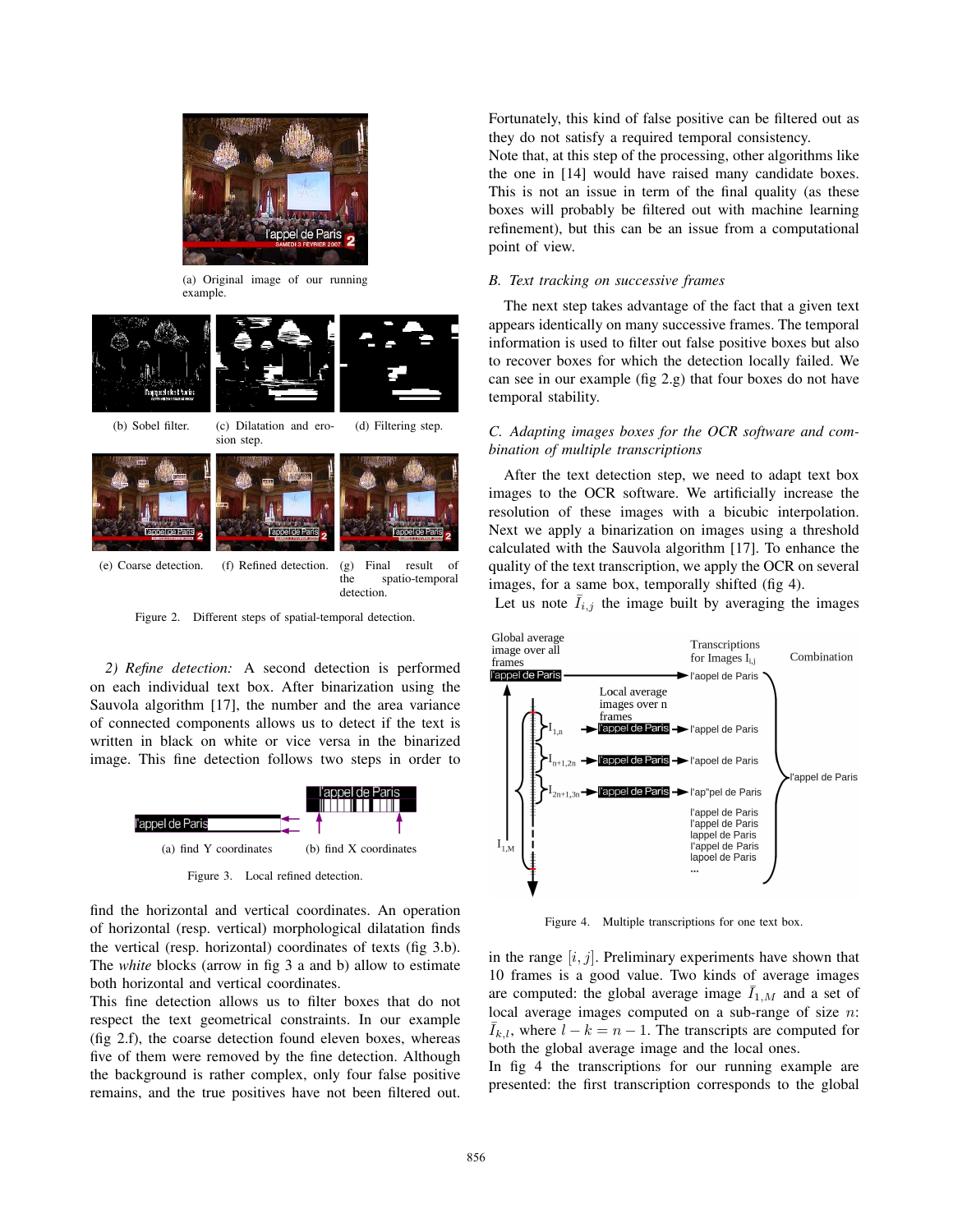(a) Original image of our running example.

(b) Sobel filter.

(c) Dilatation and erosion step.

(d) Filtering step.

(e) Coarse detection.

(f) Refined detection.

(g) Final result of the spatio-temporal detection.

Figure 2. Different steps of spatial-temporal detection.

*2) Refine detection:* A second detection is performed on each individual text box. After binarization using the Sauvola algorithm [17], the number and the area variance of connected components allows us to detect if the text is written in black on white or vice versa in the binarized image. This fine detection follows two steps in order to find the horizontal and vertical coordinates. An operation of horizontal (resp. vertical) morphological dilatation finds the vertical (resp. horizontal) coordinates of texts (fig 3.b). The *white* blocks (arrow in fig 3 a and b) allow to estimate both horizontal and vertical coordinates.

(a) find Y coordinates

(b) find X coordinates

Figure 3. Local refined detection.

This fine detection allows us to filter boxes that do not respect the text geometrical constraints. In our example (fig 2.f), the coarse detection found eleven boxes, whereas five of them were removed by the fine detection. Although the background is rather complex, only four false positive remains, and the true positives have not been filtered out. Fortunately, this kind of false positive can be filtered out as they do not satisfy a required temporal consistency.

Note that, at this step of the processing, other algorithms like the one in [14] would have raised many candidate boxes. This is not an issue in term of the final quality (as these boxes will probably be filtered out with machine learning refinement), but this can be an issue from a computational point of view.

### B. Text tracking on successive frames

The next step takes advantage of the fact that a given text appears identically on many successive frames. The temporal information is used to filter out false positive boxes but also to recover boxes for which the detection locally failed. We can see in our example (fig 2.g) that four boxes do not have temporal stability.

### C. Adapting images boxes for the OCR software and combination of multiple transcriptions

After the text detection step, we need to adapt text box images to the OCR software. We artificially increase the resolution of these images with a bicubic interpolation. Next we apply a binarization on images using a threshold calculated with the Sauvola algorithm [17]. To enhance the quality of the text transcription, we apply the OCR on several images, for a same box, temporally shifted (fig 4).

Let us note $\bar{I}_{i,j}$ the image built by averaging the images in the range $[i, j]$. Preliminary experiments have shown that 10 frames is a good value. Two kinds of average images are computed: the global average image $\bar{I}_{1,M}$ and a set of local average images computed on a sub-range of size $n$: $\bar{I}_{k,l}$, where $l - k = n - 1$. The transcripts are computed for both the global average image and the local ones.

Figure 4. Multiple transcriptions for one text box.

In fig 4 the transcriptions for our running example are presented: the first transcription corresponds to the global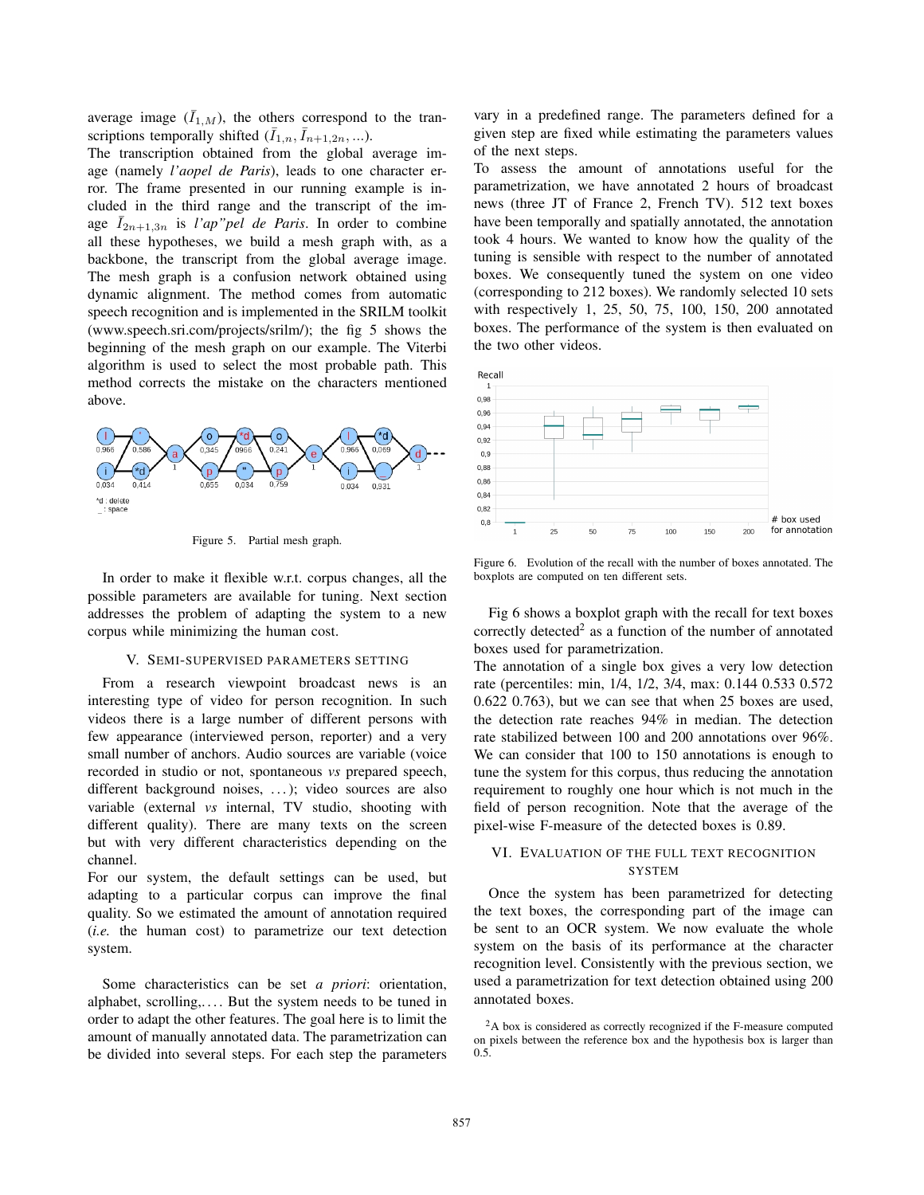average image ($\bar{I}_{1,M}$), the others correspond to the transcriptions temporally shifted ($\bar{I}_{1,n}, \bar{I}_{n+1,2n}, ...$).

The transcription obtained from the global average image (namely *l'aopel de Paris*), leads to one character error. The frame presented in our running example is included in the third range and the transcript of the image $\bar{I}_{2n+1,3n}$ is *l'ap"pel de Paris*. In order to combine all these hypotheses, we build a mesh graph with, as a backbone, the transcript from the global average image. The mesh graph is a confusion network obtained using dynamic alignment. The method comes from automatic speech recognition and is implemented in the SRILM toolkit (www.speech.sri.com/projects/srilm/); the fig 5 shows the beginning of the mesh graph on our example. The Viterbi algorithm is used to select the most probable path. This method corrects the mistake on the characters mentioned above.

Figure 5. Partial mesh graph.

In order to make it flexible w.r.t. corpus changes, all the possible parameters are available for tuning. Next section addresses the problem of adapting the system to a new corpus while minimizing the human cost.

## V. Semi-supervised parameters setting

From a research viewpoint broadcast news is an interesting type of video for person recognition. In such videos there is a large number of different persons with few appearance (interviewed person, reporter) and a very small number of anchors. Audio sources are variable (voice recorded in studio or not, spontaneous *vs* prepared speech, different background noises, ...); video sources are also variable (external *vs* internal, TV studio, shooting with different quality). There are many texts on the screen but with very different characteristics depending on the channel.

For our system, the default settings can be used, but adapting to a particular corpus can improve the final quality. So we estimated the amount of annotation required (*i.e.* the human cost) to parametrize our text detection system.

Some characteristics can be set *a priori*: orientation, alphabet, scrolling,.... But the system needs to be tuned in order to adapt the other features. The goal here is to limit the amount of manually annotated data. The parametrization can be divided into several steps. For each step the parameters vary in a predefined range. The parameters defined for a given step are fixed while estimating the parameters values of the next steps.

To assess the amount of annotations useful for the parametrization, we have annotated 2 hours of broadcast news (three JT of France 2, French TV). 512 text boxes have been temporally and spatially annotated, the annotation took 4 hours. We wanted to know how the quality of the tuning is sensible with respect to the number of annotated boxes. We consequently tuned the system on one video (corresponding to 212 boxes). We randomly selected 10 sets with respectively 1, 25, 50, 75, 100, 150, 200 annotated boxes. The performance of the system is then evaluated on the two other videos.

Figure 6. Evolution of the recall with the number of boxes annotated. The boxplots are computed on ten different sets.

Fig 6 shows a boxplot graph with the recall for text boxes correctly detected[2] as a function of the number of annotated boxes used for parametrization.

The annotation of a single box gives a very low detection rate (percentiles: min, 1/4, 1/2, 3/4, max: 0.144 0.533 0.572 0.622 0.763), but we can see that when 25 boxes are used, the detection rate reaches 94% in median. The detection rate stabilized between 100 and 200 annotations over 96%. We can consider that 100 to 150 annotations is enough to tune the system for this corpus, thus reducing the annotation requirement to roughly one hour which is not much in the field of person recognition. Note that the average of the pixel-wise F-measure of the detected boxes is 0.89.

## VI. Evaluation of the full text recognition system

Once the system has been parametrized for detecting the text boxes, the corresponding part of the image can be sent to an OCR system. We now evaluate the whole system on the basis of its performance at the character recognition level. Consistently with the previous section, we used a parametrization for text detection obtained using 200 annotated boxes.

[2]A box is considered as correctly recognized if the F-measure computed on pixels between the reference box and the hypothesis box is larger than 0.5.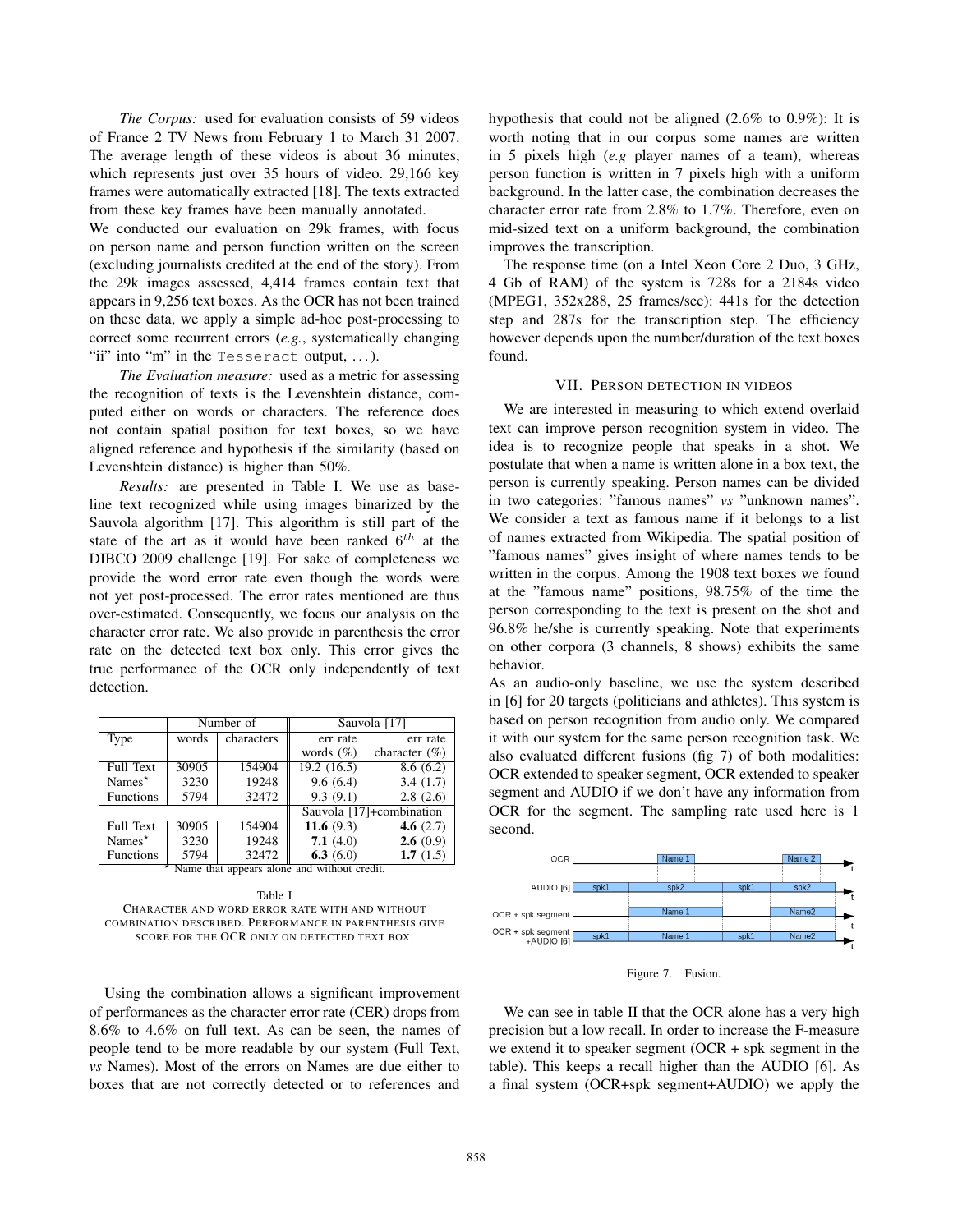*The Corpus:* used for evaluation consists of 59 videos of France 2 TV News from February 1 to March 31 2007. The average length of these videos is about 36 minutes, which represents just over 35 hours of video. 29,166 key frames were automatically extracted [18]. The texts extracted from these key frames have been manually annotated.

We conducted our evaluation on 29k frames, with focus on person name and person function written on the screen (excluding journalists credited at the end of the story). From the 29k images assessed, 4,414 frames contain text that appears in 9,256 text boxes. As the OCR has not been trained on these data, we apply a simple ad-hoc post-processing to correct some recurrent errors (*e.g.*, systematically changing "ii" into "m" in the `Tesseract` output, ...).

*The Evaluation measure:* used as a metric for assessing the recognition of texts is the Levenshtein distance, computed either on words or characters. The reference does not contain spatial position for text boxes, so we have aligned reference and hypothesis if the similarity (based on Levenshtein distance) is higher than 50%.

*Results:* are presented in Table I. We use as baseline text recognized while using images binarized by the Sauvola algorithm [17]. This algorithm is still part of the state of the art as it would have been ranked $6^{th}$ at the DIBCO 2009 challenge [19]. For sake of completeness we provide the word error rate even though the words were not yet post-processed. The error rates mentioned are thus over-estimated. Consequently, we focus our analysis on the character error rate. We also provide in parenthesis the error rate on the detected text box only. This error gives the true performance of the OCR only independently of text detection.

| Type | Number of words | Number of characters | Sauvola [17] err rate words (%) | Sauvola [17] err rate character (%) |
|---|---|---|---|---|
| Full Text | 30905 | 154904 | 19.2 (16.5) | 8.6 (6.2) |
| Names* | 3230 | 19248 | 9.6 (6.4) | 3.4 (1.7) |
| Functions | 5794 | 32472 | 9.3 (9.1) | 2.8 (2.6) |
| | | | **Sauvola [17]+combination** | |
| Full Text | 30905 | 154904 | **11.6** (9.3) | **4.6** (2.7) |
| Names* | 3230 | 19248 | **7.1** (4.0) | **2.6** (0.9) |
| Functions | 5794 | 32472 | **6.3** (6.0) | **1.7** (1.5) |

* Name that appears alone and without credit.

Table I
CHARACTER AND WORD ERROR RATE WITH AND WITHOUT COMBINATION DESCRIBED. PERFORMANCE IN PARENTHESIS GIVE SCORE FOR THE OCR ONLY ON DETECTED TEXT BOX.

Using the combination allows a significant improvement of performances as the character error rate (CER) drops from 8.6% to 4.6% on full text. As can be seen, the names of people tend to be more readable by our system (Full Text, *vs* Names). Most of the errors on Names are due either to boxes that are not correctly detected or to references and hypothesis that could not be aligned (2.6% to 0.9%): It is worth noting that in our corpus some names are written in 5 pixels high (*e.g* player names of a team), whereas person function is written in 7 pixels high with a uniform background. In the latter case, the combination decreases the character error rate from 2.8% to 1.7%. Therefore, even on mid-sized text on a uniform background, the combination improves the transcription.

The response time (on a Intel Xeon Core 2 Duo, 3 GHz, 4 Gb of RAM) of the system is 728s for a 2184s video (MPEG1, 352x288, 25 frames/sec): 441s for the detection step and 287s for the transcription step. The efficiency however depends upon the number/duration of the text boxes found.

## VII. PERSON DETECTION IN VIDEOS

We are interested in measuring to which extend overlaid text can improve person recognition system in video. The idea is to recognize people that speaks in a shot. We postulate that when a name is written alone in a box text, the person is currently speaking. Person names can be divided in two categories: "famous names" *vs* "unknown names". We consider a text as famous name if it belongs to a list of names extracted from Wikipedia. The spatial position of "famous names" gives insight of where names tends to be written in the corpus. Among the 1908 text boxes we found at the "famous name" positions, 98.75% of the time the person corresponding to the text is present on the shot and 96.8% he/she is currently speaking. Note that experiments on other corpora (3 channels, 8 shows) exhibits the same behavior.

As an audio-only baseline, we use the system described in [6] for 20 targets (politicians and athletes). This system is based on person recognition from audio only. We compared it with our system for the same person recognition task. We also evaluated different fusions (fig 7) of both modalities: OCR extended to speaker segment, OCR extended to speaker segment and AUDIO if we don't have any information from OCR for the segment. The sampling rate used here is 1 second.

Figure 7. Fusion.

We can see in table II that the OCR alone has a very high precision but a low recall. In order to increase the F-measure we extend it to speaker segment (OCR + spk segment in the table). This keeps a recall higher than the AUDIO [6]. As a final system (OCR+spk segment+AUDIO) we apply the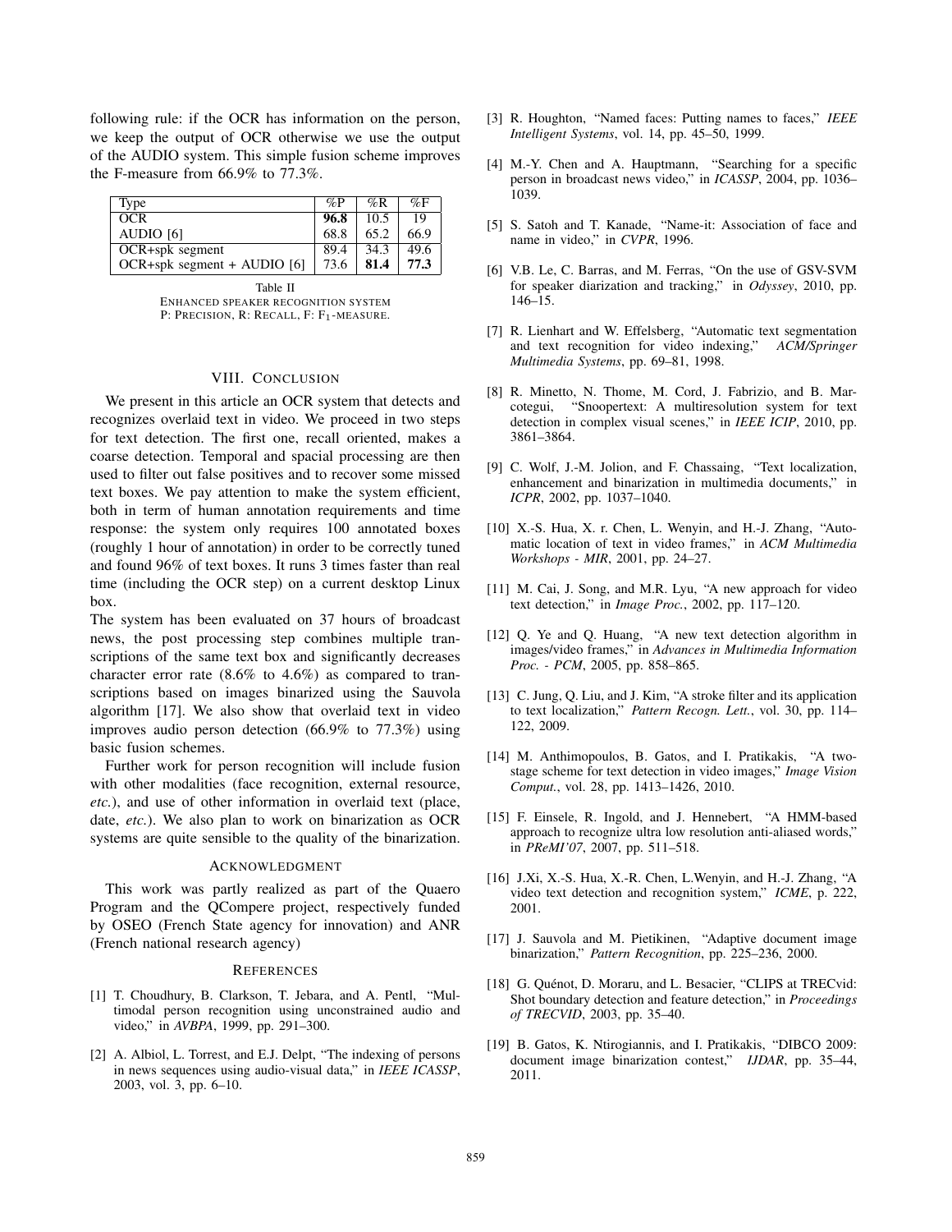following rule: if the OCR has information on the person, we keep the output of OCR otherwise we use the output of the AUDIO system. This simple fusion scheme improves the F-measure from 66.9% to 77.3%.

| Type | %P | %R | %F |
|---|---|---|---|
| OCR | **96.8** | 10.5 | 19 |
| AUDIO [6] | 68.8 | 65.2 | 66.9 |
| OCR+spk segment | 89.4 | 34.3 | 49.6 |
| OCR+spk segment + AUDIO [6] | 73.6 | **81.4** | **77.3** |

Table II
ENHANCED SPEAKER RECOGNITION SYSTEM
P: PRECISION, R: RECALL, F: $F_1$-MEASURE.

## VIII. CONCLUSION

We present in this article an OCR system that detects and recognizes overlaid text in video. We proceed in two steps for text detection. The first one, recall oriented, makes a coarse detection. Temporal and spacial processing are then used to filter out false positives and to recover some missed text boxes. We pay attention to make the system efficient, both in term of human annotation requirements and time response: the system only requires 100 annotated boxes (roughly 1 hour of annotation) in order to be correctly tuned and found 96% of text boxes. It runs 3 times faster than real time (including the OCR step) on a current desktop Linux box.

The system has been evaluated on 37 hours of broadcast news, the post processing step combines multiple transcriptions of the same text box and significantly decreases character error rate (8.6% to 4.6%) as compared to transcriptions based on images binarized using the Sauvola algorithm [17]. We also show that overlaid text in video improves audio person detection (66.9% to 77.3%) using basic fusion schemes.

Further work for person recognition will include fusion with other modalities (face recognition, external resource, *etc.*), and use of other information in overlaid text (place, date, *etc.*). We also plan to work on binarization as OCR systems are quite sensible to the quality of the binarization.

## ACKNOWLEDGMENT

This work was partly realized as part of the Quaero Program and the QCompere project, respectively funded by OSEO (French State agency for innovation) and ANR (French national research agency)

## REFERENCES

[1] T. Choudhury, B. Clarkson, T. Jebara, and A. Pentl, "Multimodal person recognition using unconstrained audio and video," in *AVBPA*, 1999, pp. 291–300.

[2] A. Albiol, L. Torrest, and E.J. Delpt, "The indexing of persons in news sequences using audio-visual data," in *IEEE ICASSP*, 2003, vol. 3, pp. 6–10.

[3] R. Houghton, "Named faces: Putting names to faces," *IEEE Intelligent Systems*, vol. 14, pp. 45–50, 1999.

[4] M.-Y. Chen and A. Hauptmann, "Searching for a specific person in broadcast news video," in *ICASSP*, 2004, pp. 1036–1039.

[5] S. Satoh and T. Kanade, "Name-it: Association of face and name in video," in *CVPR*, 1996.

[6] V.B. Le, C. Barras, and M. Ferras, "On the use of GSV-SVM for speaker diarization and tracking," in *Odyssey*, 2010, pp. 146–15.

[7] R. Lienhart and W. Effelsberg, "Automatic text segmentation and text recognition for video indexing," *ACM/Springer Multimedia Systems*, pp. 69–81, 1998.

[8] R. Minetto, N. Thome, M. Cord, J. Fabrizio, and B. Marcotegui, "Snoopertext: A multiresolution system for text detection in complex visual scenes," in *IEEE ICIP*, 2010, pp. 3861–3864.

[9] C. Wolf, J.-M. Jolion, and F. Chassaing, "Text localization, enhancement and binarization in multimedia documents," in *ICPR*, 2002, pp. 1037–1040.

[10] X.-S. Hua, X. r. Chen, L. Wenyin, and H.-J. Zhang, "Automatic location of text in video frames," in *ACM Multimedia Workshops - MIR*, 2001, pp. 24–27.

[11] M. Cai, J. Song, and M.R. Lyu, "A new approach for video text detection," in *Image Proc.*, 2002, pp. 117–120.

[12] Q. Ye and Q. Huang, "A new text detection algorithm in images/video frames," in *Advances in Multimedia Information Proc. - PCM*, 2005, pp. 858–865.

[13] C. Jung, Q. Liu, and J. Kim, "A stroke filter and its application to text localization," *Pattern Recogn. Lett.*, vol. 30, pp. 114–122, 2009.

[14] M. Anthimopoulos, B. Gatos, and I. Pratikakis, "A two-stage scheme for text detection in video images," *Image Vision Comput.*, vol. 28, pp. 1413–1426, 2010.

[15] F. Einsele, R. Ingold, and J. Hennebert, "A HMM-based approach to recognize ultra low resolution anti-aliased words," in *PReMI'07*, 2007, pp. 511–518.

[16] J.Xi, X.-S. Hua, X.-R. Chen, L.Wenyin, and H.-J. Zhang, "A video text detection and recognition system," *ICME*, p. 222, 2001.

[17] J. Sauvola and M. Pietikinen, "Adaptive document image binarization," *Pattern Recognition*, pp. 225–236, 2000.

[18] G. Quénot, D. Moraru, and L. Besacier, "CLIPS at TRECvid: Shot boundary detection and feature detection," in *Proceedings of TRECVID*, 2003, pp. 35–40.

[19] B. Gatos, K. Ntirogiannis, and I. Pratikakis, "DIBCO 2009: document image binarization contest," *IJDAR*, pp. 35–44, 2011.